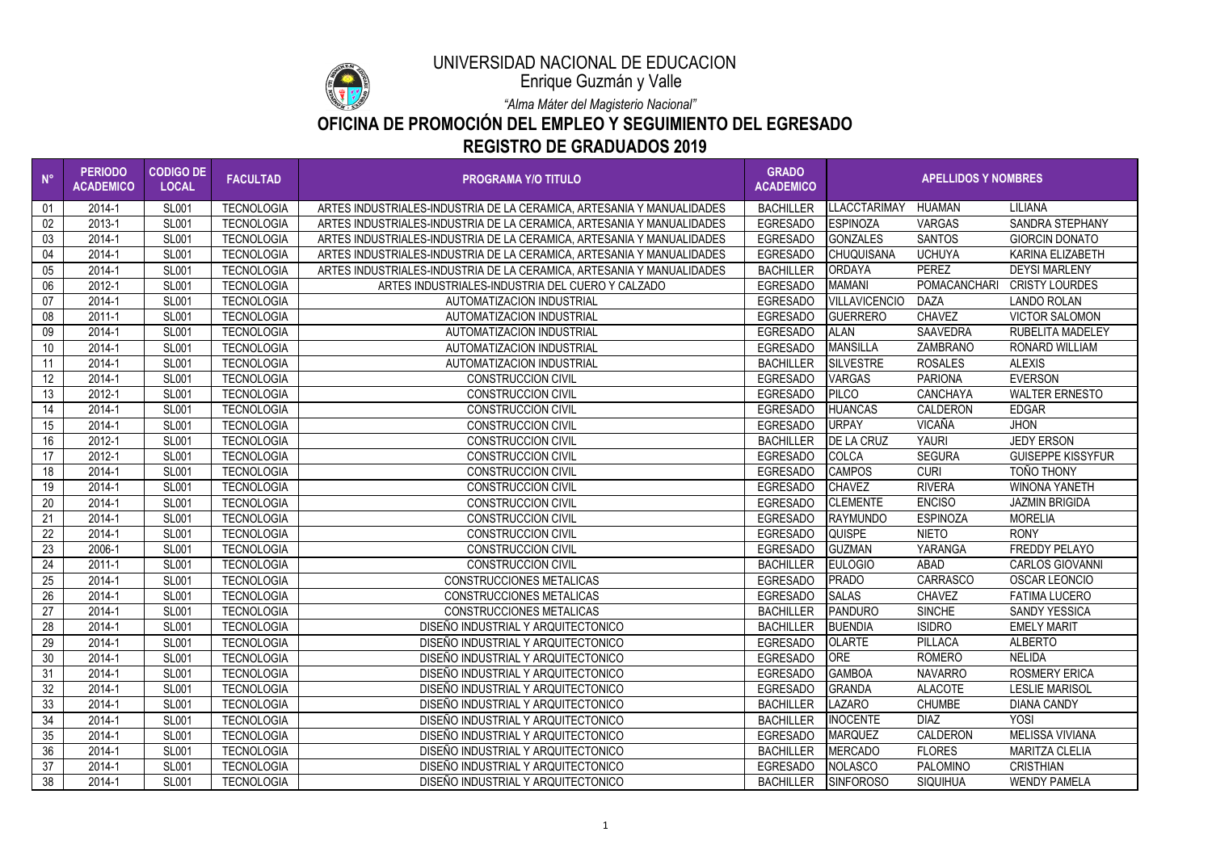# UNIVERSIDAD NACIONAL DE EDUCACION

Enrique Guzmán y Valle

*"Alma Máter del Magisterio Nacional"*

## OFICINA DE PROMOCIÓN DEL EMPLEO Y SEGUIMIENTO DEL EGRESADO

## REGISTRO DE GRADUADOS 2019

| N° | PERIODO ACADEMICO | CODIGO DE LOCAL | FACULTAD | PROGRAMA Y/O TITULO | GRADO ACADEMICO | APELLIDOS Y NOMBRES | | |
|---|---|---|---|---|---|---|---|---|
| 01 | 2014-1 | SL001 | TECNOLOGIA | ARTES INDUSTRIALES-INDUSTRIA DE LA CERAMICA, ARTESANIA Y MANUALIDADES | BACHILLER | LLACCTARIMAY | HUAMAN | LILIANA |
| 02 | 2013-1 | SL001 | TECNOLOGIA | ARTES INDUSTRIALES-INDUSTRIA DE LA CERAMICA, ARTESANIA Y MANUALIDADES | EGRESADO | ESPINOZA | VARGAS | SANDRA STEPHANY |
| 03 | 2014-1 | SL001 | TECNOLOGIA | ARTES INDUSTRIALES-INDUSTRIA DE LA CERAMICA, ARTESANIA Y MANUALIDADES | EGRESADO | GONZALES | SANTOS | GIORCIN DONATO |
| 04 | 2014-1 | SL001 | TECNOLOGIA | ARTES INDUSTRIALES-INDUSTRIA DE LA CERAMICA, ARTESANIA Y MANUALIDADES | EGRESADO | CHUQUISANA | UCHUYA | KARINA ELIZABETH |
| 05 | 2014-1 | SL001 | TECNOLOGIA | ARTES INDUSTRIALES-INDUSTRIA DE LA CERAMICA, ARTESANIA Y MANUALIDADES | BACHILLER | ORDAYA | PEREZ | DEYSI MARLENY |
| 06 | 2012-1 | SL001 | TECNOLOGIA | ARTES INDUSTRIALES-INDUSTRIA DEL CUERO Y CALZADO | EGRESADO | MAMANI | POMACANCHARI | CRISTY LOURDES |
| 07 | 2014-1 | SL001 | TECNOLOGIA | AUTOMATIZACION INDUSTRIAL | EGRESADO | VILLAVICENCIO | DAZA | LANDO ROLAN |
| 08 | 2011-1 | SL001 | TECNOLOGIA | AUTOMATIZACION INDUSTRIAL | EGRESADO | GUERRERO | CHAVEZ | VICTOR SALOMON |
| 09 | 2014-1 | SL001 | TECNOLOGIA | AUTOMATIZACION INDUSTRIAL | EGRESADO | ALAN | SAAVEDRA | RUBELITA MADELEY |
| 10 | 2014-1 | SL001 | TECNOLOGIA | AUTOMATIZACION INDUSTRIAL | EGRESADO | MANSILLA | ZAMBRANO | RONARD WILLIAM |
| 11 | 2014-1 | SL001 | TECNOLOGIA | AUTOMATIZACION INDUSTRIAL | BACHILLER | SILVESTRE | ROSALES | ALEXIS |
| 12 | 2014-1 | SL001 | TECNOLOGIA | CONSTRUCCION CIVIL | EGRESADO | VARGAS | PARIONA | EVERSON |
| 13 | 2012-1 | SL001 | TECNOLOGIA | CONSTRUCCION CIVIL | EGRESADO | PILCO | CANCHAYA | WALTER ERNESTO |
| 14 | 2014-1 | SL001 | TECNOLOGIA | CONSTRUCCION CIVIL | EGRESADO | HUANCAS | CALDERON | EDGAR |
| 15 | 2014-1 | SL001 | TECNOLOGIA | CONSTRUCCION CIVIL | EGRESADO | URPAY | VICAÑA | JHON |
| 16 | 2012-1 | SL001 | TECNOLOGIA | CONSTRUCCION CIVIL | BACHILLER | DE LA CRUZ | YAURI | JEDY ERSON |
| 17 | 2012-1 | SL001 | TECNOLOGIA | CONSTRUCCION CIVIL | EGRESADO | COLCA | SEGURA | GUISEPPE KISSYFUR |
| 18 | 2014-1 | SL001 | TECNOLOGIA | CONSTRUCCION CIVIL | EGRESADO | CAMPOS | CURI | TOÑO THONY |
| 19 | 2014-1 | SL001 | TECNOLOGIA | CONSTRUCCION CIVIL | EGRESADO | CHAVEZ | RIVERA | WINONA YANETH |
| 20 | 2014-1 | SL001 | TECNOLOGIA | CONSTRUCCION CIVIL | EGRESADO | CLEMENTE | ENCISO | JAZMIN BRIGIDA |
| 21 | 2014-1 | SL001 | TECNOLOGIA | CONSTRUCCION CIVIL | EGRESADO | RAYMUNDO | ESPINOZA | MORELIA |
| 22 | 2014-1 | SL001 | TECNOLOGIA | CONSTRUCCION CIVIL | EGRESADO | QUISPE | NIETO | RONY |
| 23 | 2006-1 | SL001 | TECNOLOGIA | CONSTRUCCION CIVIL | EGRESADO | GUZMAN | YARANGA | FREDDY PELAYO |
| 24 | 2011-1 | SL001 | TECNOLOGIA | CONSTRUCCION CIVIL | BACHILLER | EULOGIO | ABAD | CARLOS GIOVANNI |
| 25 | 2014-1 | SL001 | TECNOLOGIA | CONSTRUCCIONES METALICAS | EGRESADO | PRADO | CARRASCO | OSCAR LEONCIO |
| 26 | 2014-1 | SL001 | TECNOLOGIA | CONSTRUCCIONES METALICAS | EGRESADO | SALAS | CHAVEZ | FATIMA LUCERO |
| 27 | 2014-1 | SL001 | TECNOLOGIA | CONSTRUCCIONES METALICAS | BACHILLER | PANDURO | SINCHE | SANDY YESSICA |
| 28 | 2014-1 | SL001 | TECNOLOGIA | DISEÑO INDUSTRIAL Y ARQUITECTONICO | BACHILLER | BUENDIA | ISIDRO | EMELY MARIT |
| 29 | 2014-1 | SL001 | TECNOLOGIA | DISEÑO INDUSTRIAL Y ARQUITECTONICO | EGRESADO | OLARTE | PILLACA | ALBERTO |
| 30 | 2014-1 | SL001 | TECNOLOGIA | DISEÑO INDUSTRIAL Y ARQUITECTONICO | EGRESADO | ORE | ROMERO | NELIDA |
| 31 | 2014-1 | SL001 | TECNOLOGIA | DISEÑO INDUSTRIAL Y ARQUITECTONICO | EGRESADO | GAMBOA | NAVARRO | ROSMERY ERICA |
| 32 | 2014-1 | SL001 | TECNOLOGIA | DISEÑO INDUSTRIAL Y ARQUITECTONICO | EGRESADO | GRANDA | ALACOTE | LESLIE MARISOL |
| 33 | 2014-1 | SL001 | TECNOLOGIA | DISEÑO INDUSTRIAL Y ARQUITECTONICO | BACHILLER | LAZARO | CHUMBE | DIANA CANDY |
| 34 | 2014-1 | SL001 | TECNOLOGIA | DISEÑO INDUSTRIAL Y ARQUITECTONICO | BACHILLER | INOCENTE | DIAZ | YOSI |
| 35 | 2014-1 | SL001 | TECNOLOGIA | DISEÑO INDUSTRIAL Y ARQUITECTONICO | EGRESADO | MARQUEZ | CALDERON | MELISSA VIVIANA |
| 36 | 2014-1 | SL001 | TECNOLOGIA | DISEÑO INDUSTRIAL Y ARQUITECTONICO | BACHILLER | MERCADO | FLORES | MARITZA CLELIA |
| 37 | 2014-1 | SL001 | TECNOLOGIA | DISEÑO INDUSTRIAL Y ARQUITECTONICO | EGRESADO | NOLASCO | PALOMINO | CRISTHIAN |
| 38 | 2014-1 | SL001 | TECNOLOGIA | DISEÑO INDUSTRIAL Y ARQUITECTONICO | BACHILLER | SINFOROSO | SIQUIHUA | WENDY PAMELA |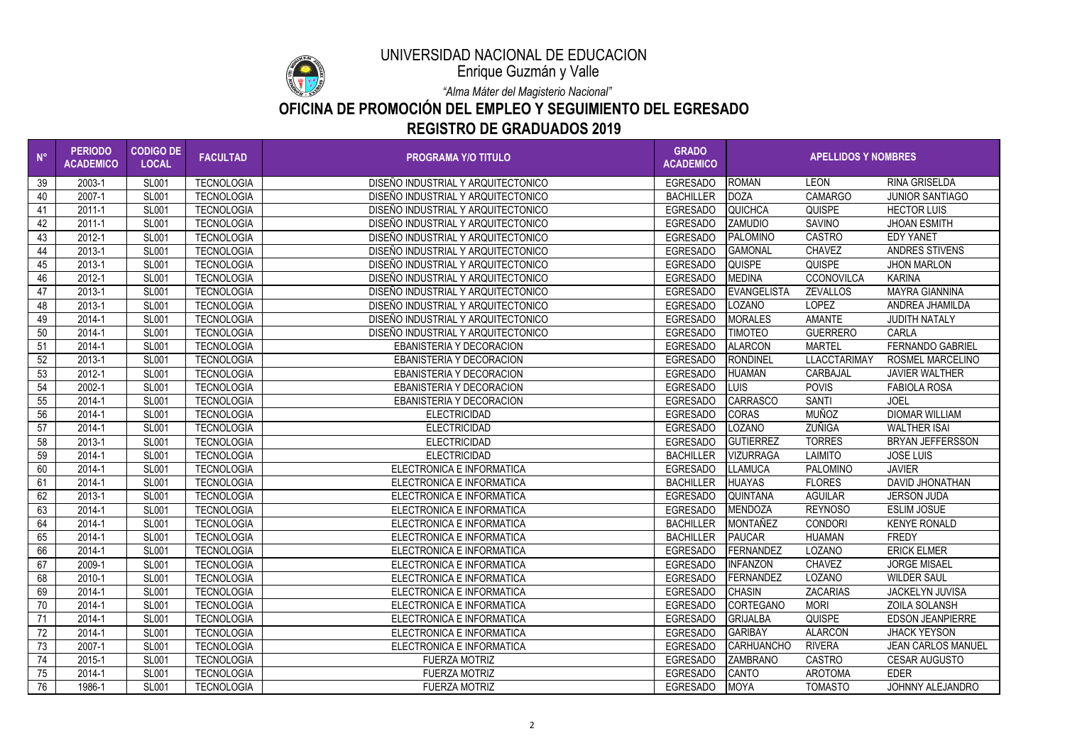# UNIVERSIDAD NACIONAL DE EDUCACION

Enrique Guzmán y Valle

*"Alma Máter del Magisterio Nacional"*

## OFICINA DE PROMOCIÓN DEL EMPLEO Y SEGUIMIENTO DEL EGRESADO

## REGISTRO DE GRADUADOS 2019

| N° | PERIODO ACADEMICO | CODIGO DE LOCAL | FACULTAD | PROGRAMA Y/O TITULO | GRADO ACADEMICO | APELLIDOS Y NOMBRES | | |
|---|---|---|---|---|---|---|---|---|
| 39 | 2003-1 | SL001 | TECNOLOGIA | DISEÑO INDUSTRIAL Y ARQUITECTONICO | EGRESADO | ROMAN | LEON | RINA GRISELDA |
| 40 | 2007-1 | SL001 | TECNOLOGIA | DISEÑO INDUSTRIAL Y ARQUITECTONICO | BACHILLER | DOZA | CAMARGO | JUNIOR SANTIAGO |
| 41 | 2011-1 | SL001 | TECNOLOGIA | DISEÑO INDUSTRIAL Y ARQUITECTONICO | EGRESADO | QUICHCA | QUISPE | HECTOR LUIS |
| 42 | 2011-1 | SL001 | TECNOLOGIA | DISEÑO INDUSTRIAL Y ARQUITECTONICO | EGRESADO | ZAMUDIO | SAVINO | JHOAN ESMITH |
| 43 | 2012-1 | SL001 | TECNOLOGIA | DISEÑO INDUSTRIAL Y ARQUITECTONICO | EGRESADO | PALOMINO | CASTRO | EDY YANET |
| 44 | 2013-1 | SL001 | TECNOLOGIA | DISEÑO INDUSTRIAL Y ARQUITECTONICO | EGRESADO | GAMONAL | CHAVEZ | ANDRES STIVENS |
| 45 | 2013-1 | SL001 | TECNOLOGIA | DISEÑO INDUSTRIAL Y ARQUITECTONICO | EGRESADO | QUISPE | QUISPE | JHON MARLON |
| 46 | 2012-1 | SL001 | TECNOLOGIA | DISEÑO INDUSTRIAL Y ARQUITECTONICO | EGRESADO | MEDINA | CCONOVILCA | KARINA |
| 47 | 2013-1 | SL001 | TECNOLOGIA | DISEÑO INDUSTRIAL Y ARQUITECTONICO | EGRESADO | EVANGELISTA | ZEVALLOS | MAYRA GIANNINA |
| 48 | 2013-1 | SL001 | TECNOLOGIA | DISEÑO INDUSTRIAL Y ARQUITECTONICO | EGRESADO | LOZANO | LOPEZ | ANDREA JHAMILDA |
| 49 | 2014-1 | SL001 | TECNOLOGIA | DISEÑO INDUSTRIAL Y ARQUITECTONICO | EGRESADO | MORALES | AMANTE | JUDITH NATALY |
| 50 | 2014-1 | SL001 | TECNOLOGIA | DISEÑO INDUSTRIAL Y ARQUITECTONICO | EGRESADO | TIMOTEO | GUERRERO | CARLA |
| 51 | 2014-1 | SL001 | TECNOLOGIA | EBANISTERIA Y DECORACION | EGRESADO | ALARCON | MARTEL | FERNANDO GABRIEL |
| 52 | 2013-1 | SL001 | TECNOLOGIA | EBANISTERIA Y DECORACION | EGRESADO | RONDINEL | LLACCTARIMAY | ROSMEL MARCELINO |
| 53 | 2012-1 | SL001 | TECNOLOGIA | EBANISTERIA Y DECORACION | EGRESADO | HUAMAN | CARBAJAL | JAVIER WALTHER |
| 54 | 2002-1 | SL001 | TECNOLOGIA | EBANISTERIA Y DECORACION | EGRESADO | LUIS | POVIS | FABIOLA ROSA |
| 55 | 2014-1 | SL001 | TECNOLOGIA | EBANISTERIA Y DECORACION | EGRESADO | CARRASCO | SANTI | JOEL |
| 56 | 2014-1 | SL001 | TECNOLOGIA | ELECTRICIDAD | EGRESADO | CORAS | MUÑOZ | DIOMAR WILLIAM |
| 57 | 2014-1 | SL001 | TECNOLOGIA | ELECTRICIDAD | EGRESADO | LOZANO | ZUÑIGA | WALTHER ISAI |
| 58 | 2013-1 | SL001 | TECNOLOGIA | ELECTRICIDAD | EGRESADO | GUTIERREZ | TORRES | BRYAN JEFFERSSON |
| 59 | 2014-1 | SL001 | TECNOLOGIA | ELECTRICIDAD | BACHILLER | VIZURRAGA | LAIMITO | JOSE LUIS |
| 60 | 2014-1 | SL001 | TECNOLOGIA | ELECTRONICA E INFORMATICA | EGRESADO | LLAMUCA | PALOMINO | JAVIER |
| 61 | 2014-1 | SL001 | TECNOLOGIA | ELECTRONICA E INFORMATICA | BACHILLER | HUAYAS | FLORES | DAVID JHONATHAN |
| 62 | 2013-1 | SL001 | TECNOLOGIA | ELECTRONICA E INFORMATICA | EGRESADO | QUINTANA | AGUILAR | JERSON JUDA |
| 63 | 2014-1 | SL001 | TECNOLOGIA | ELECTRONICA E INFORMATICA | EGRESADO | MENDOZA | REYNOSO | ESLIM JOSUE |
| 64 | 2014-1 | SL001 | TECNOLOGIA | ELECTRONICA E INFORMATICA | BACHILLER | MONTAÑEZ | CONDORI | KENYE RONALD |
| 65 | 2014-1 | SL001 | TECNOLOGIA | ELECTRONICA E INFORMATICA | BACHILLER | PAUCAR | HUAMAN | FREDY |
| 66 | 2014-1 | SL001 | TECNOLOGIA | ELECTRONICA E INFORMATICA | EGRESADO | FERNANDEZ | LOZANO | ERICK ELMER |
| 67 | 2009-1 | SL001 | TECNOLOGIA | ELECTRONICA E INFORMATICA | EGRESADO | INFANZON | CHAVEZ | JORGE MISAEL |
| 68 | 2010-1 | SL001 | TECNOLOGIA | ELECTRONICA E INFORMATICA | EGRESADO | FERNANDEZ | LOZANO | WILDER SAUL |
| 69 | 2014-1 | SL001 | TECNOLOGIA | ELECTRONICA E INFORMATICA | EGRESADO | CHASIN | ZACARIAS | JACKELYN JUVISA |
| 70 | 2014-1 | SL001 | TECNOLOGIA | ELECTRONICA E INFORMATICA | EGRESADO | CORTEGANO | MORI | ZOILA SOLANSH |
| 71 | 2014-1 | SL001 | TECNOLOGIA | ELECTRONICA E INFORMATICA | EGRESADO | GRIJALBA | QUISPE | EDSON JEANPIERRE |
| 72 | 2014-1 | SL001 | TECNOLOGIA | ELECTRONICA E INFORMATICA | EGRESADO | GARIBAY | ALARCON | JHACK YEYSON |
| 73 | 2007-1 | SL001 | TECNOLOGIA | ELECTRONICA E INFORMATICA | EGRESADO | CARHUANCHO | RIVERA | JEAN CARLOS MANUEL |
| 74 | 2015-1 | SL001 | TECNOLOGIA | FUERZA MOTRIZ | EGRESADO | ZAMBRANO | CASTRO | CESAR AUGUSTO |
| 75 | 2014-1 | SL001 | TECNOLOGIA | FUERZA MOTRIZ | EGRESADO | CANTO | AROTOMA | EDER |
| 76 | 1986-1 | SL001 | TECNOLOGIA | FUERZA MOTRIZ | EGRESADO | MOYA | TOMASTO | JOHNNY ALEJANDRO |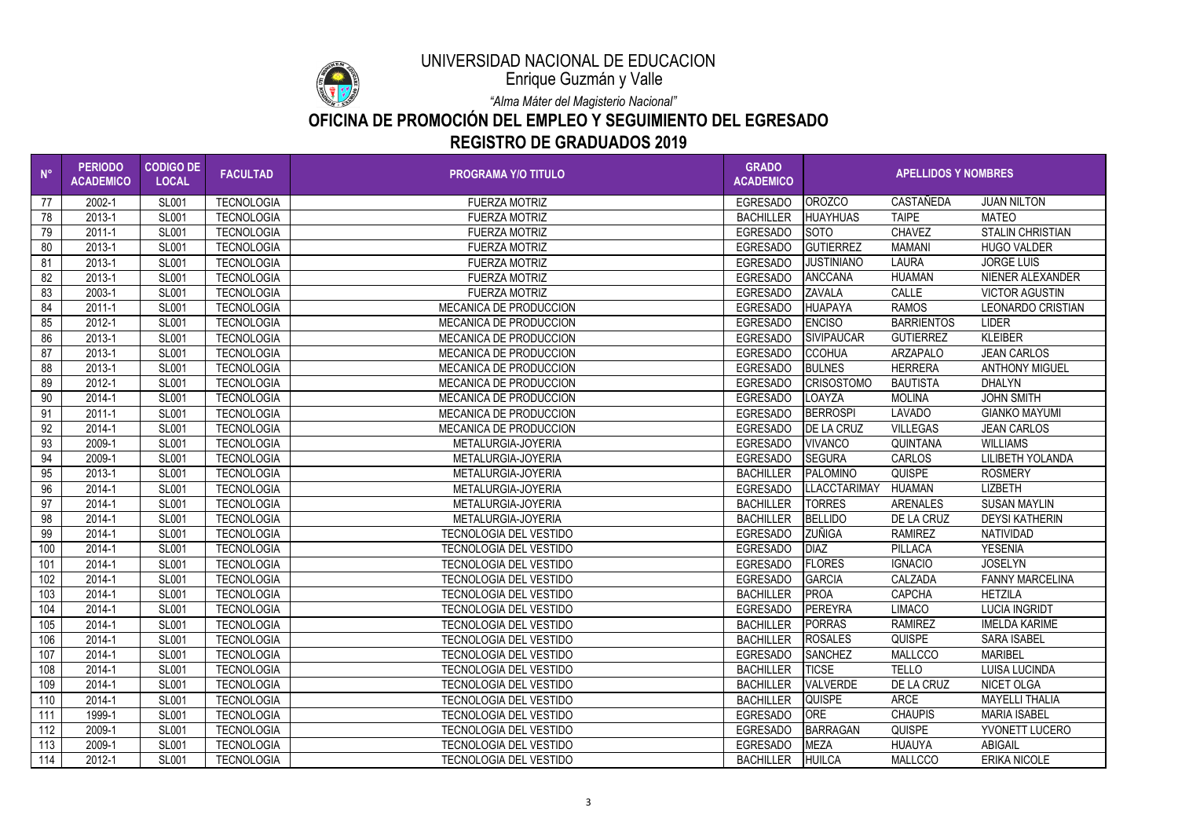# UNIVERSIDAD NACIONAL DE EDUCACION

Enrique Guzmán y Valle

*"Alma Máter del Magisterio Nacional"*

## OFICINA DE PROMOCIÓN DEL EMPLEO Y SEGUIMIENTO DEL EGRESADO

## REGISTRO DE GRADUADOS 2019

| N° | PERIODO ACADEMICO | CODIGO DE LOCAL | FACULTAD | PROGRAMA Y/O TITULO | GRADO ACADEMICO | APELLIDOS Y NOMBRES | | |
|---|---|---|---|---|---|---|---|---|
| 77 | 2002-1 | SL001 | TECNOLOGIA | FUERZA MOTRIZ | EGRESADO | OROZCO | CASTAÑEDA | JUAN NILTON |
| 78 | 2013-1 | SL001 | TECNOLOGIA | FUERZA MOTRIZ | BACHILLER | HUAYHUAS | TAIPE | MATEO |
| 79 | 2011-1 | SL001 | TECNOLOGIA | FUERZA MOTRIZ | EGRESADO | SOTO | CHAVEZ | STALIN CHRISTIAN |
| 80 | 2013-1 | SL001 | TECNOLOGIA | FUERZA MOTRIZ | EGRESADO | GUTIERREZ | MAMANI | HUGO VALDER |
| 81 | 2013-1 | SL001 | TECNOLOGIA | FUERZA MOTRIZ | EGRESADO | JUSTINIANO | LAURA | JORGE LUIS |
| 82 | 2013-1 | SL001 | TECNOLOGIA | FUERZA MOTRIZ | EGRESADO | ANCCANA | HUAMAN | NIENER ALEXANDER |
| 83 | 2003-1 | SL001 | TECNOLOGIA | FUERZA MOTRIZ | EGRESADO | ZAVALA | CALLE | VICTOR AGUSTIN |
| 84 | 2011-1 | SL001 | TECNOLOGIA | MECANICA DE PRODUCCION | EGRESADO | HUAPAYA | RAMOS | LEONARDO CRISTIAN |
| 85 | 2012-1 | SL001 | TECNOLOGIA | MECANICA DE PRODUCCION | EGRESADO | ENCISO | BARRIENTOS | LIDER |
| 86 | 2013-1 | SL001 | TECNOLOGIA | MECANICA DE PRODUCCION | EGRESADO | SIVIPAUCAR | GUTIERREZ | KLEIBER |
| 87 | 2013-1 | SL001 | TECNOLOGIA | MECANICA DE PRODUCCION | EGRESADO | CCOHUA | ARZAPALO | JEAN CARLOS |
| 88 | 2013-1 | SL001 | TECNOLOGIA | MECANICA DE PRODUCCION | EGRESADO | BULNES | HERRERA | ANTHONY MIGUEL |
| 89 | 2012-1 | SL001 | TECNOLOGIA | MECANICA DE PRODUCCION | EGRESADO | CRISOSTOMO | BAUTISTA | DHALYN |
| 90 | 2014-1 | SL001 | TECNOLOGIA | MECANICA DE PRODUCCION | EGRESADO | LOAYZA | MOLINA | JOHN SMITH |
| 91 | 2011-1 | SL001 | TECNOLOGIA | MECANICA DE PRODUCCION | EGRESADO | BERROSPI | LAVADO | GIANKO MAYUMI |
| 92 | 2014-1 | SL001 | TECNOLOGIA | MECANICA DE PRODUCCION | EGRESADO | DE LA CRUZ | VILLEGAS | JEAN CARLOS |
| 93 | 2009-1 | SL001 | TECNOLOGIA | METALURGIA-JOYERIA | EGRESADO | VIVANCO | QUINTANA | WILLIAMS |
| 94 | 2009-1 | SL001 | TECNOLOGIA | METALURGIA-JOYERIA | EGRESADO | SEGURA | CARLOS | LILIBETH YOLANDA |
| 95 | 2013-1 | SL001 | TECNOLOGIA | METALURGIA-JOYERIA | BACHILLER | PALOMINO | QUISPE | ROSMERY |
| 96 | 2014-1 | SL001 | TECNOLOGIA | METALURGIA-JOYERIA | EGRESADO | LLACCTARIMAY | HUAMAN | LIZBETH |
| 97 | 2014-1 | SL001 | TECNOLOGIA | METALURGIA-JOYERIA | BACHILLER | TORRES | ARENALES | SUSAN MAYLIN |
| 98 | 2014-1 | SL001 | TECNOLOGIA | METALURGIA-JOYERIA | BACHILLER | BELLIDO | DE LA CRUZ | DEYSI KATHERIN |
| 99 | 2014-1 | SL001 | TECNOLOGIA | TECNOLOGIA DEL VESTIDO | EGRESADO | ZUÑIGA | RAMIREZ | NATIVIDAD |
| 100 | 2014-1 | SL001 | TECNOLOGIA | TECNOLOGIA DEL VESTIDO | EGRESADO | DIAZ | PILLACA | YESENIA |
| 101 | 2014-1 | SL001 | TECNOLOGIA | TECNOLOGIA DEL VESTIDO | EGRESADO | FLORES | IGNACIO | JOSELYN |
| 102 | 2014-1 | SL001 | TECNOLOGIA | TECNOLOGIA DEL VESTIDO | EGRESADO | GARCIA | CALZADA | FANNY MARCELINA |
| 103 | 2014-1 | SL001 | TECNOLOGIA | TECNOLOGIA DEL VESTIDO | BACHILLER | PROA | CAPCHA | HETZILA |
| 104 | 2014-1 | SL001 | TECNOLOGIA | TECNOLOGIA DEL VESTIDO | EGRESADO | PEREYRA | LIMACO | LUCIA INGRIDT |
| 105 | 2014-1 | SL001 | TECNOLOGIA | TECNOLOGIA DEL VESTIDO | BACHILLER | PORRAS | RAMIREZ | IMELDA KARIME |
| 106 | 2014-1 | SL001 | TECNOLOGIA | TECNOLOGIA DEL VESTIDO | BACHILLER | ROSALES | QUISPE | SARA ISABEL |
| 107 | 2014-1 | SL001 | TECNOLOGIA | TECNOLOGIA DEL VESTIDO | EGRESADO | SANCHEZ | MALLCCO | MARIBEL |
| 108 | 2014-1 | SL001 | TECNOLOGIA | TECNOLOGIA DEL VESTIDO | BACHILLER | TICSE | TELLO | LUISA LUCINDA |
| 109 | 2014-1 | SL001 | TECNOLOGIA | TECNOLOGIA DEL VESTIDO | BACHILLER | VALVERDE | DE LA CRUZ | NICET OLGA |
| 110 | 2014-1 | SL001 | TECNOLOGIA | TECNOLOGIA DEL VESTIDO | BACHILLER | QUISPE | ARCE | MAYELLI THALIA |
| 111 | 1999-1 | SL001 | TECNOLOGIA | TECNOLOGIA DEL VESTIDO | EGRESADO | ORE | CHAUPIS | MARIA ISABEL |
| 112 | 2009-1 | SL001 | TECNOLOGIA | TECNOLOGIA DEL VESTIDO | EGRESADO | BARRAGAN | QUISPE | YVONETT LUCERO |
| 113 | 2009-1 | SL001 | TECNOLOGIA | TECNOLOGIA DEL VESTIDO | EGRESADO | MEZA | HUAUYA | ABIGAIL |
| 114 | 2012-1 | SL001 | TECNOLOGIA | TECNOLOGIA DEL VESTIDO | BACHILLER | HUILCA | MALLCCO | ERIKA NICOLE |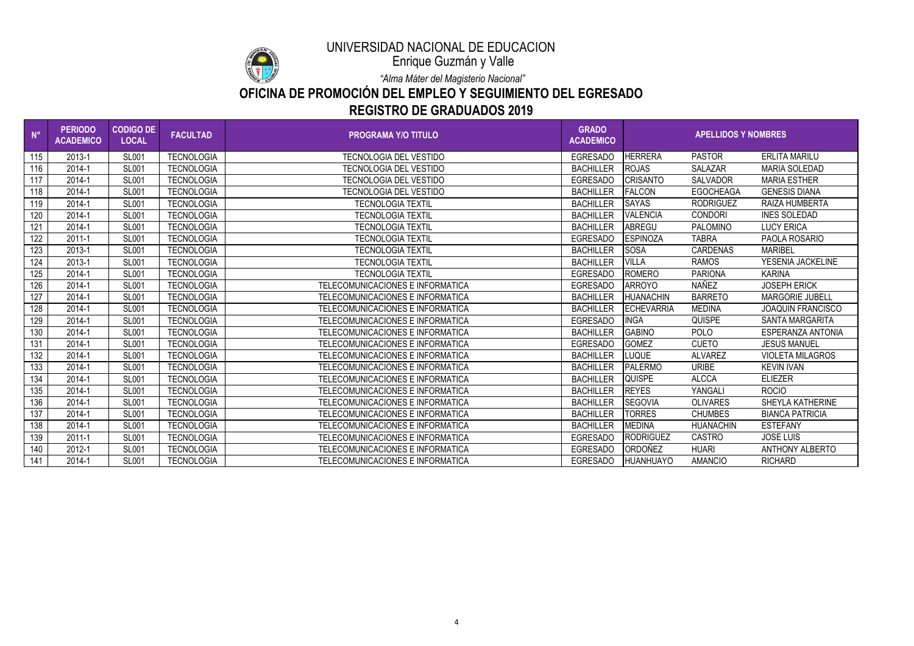UNIVERSIDAD NACIONAL DE EDUCACION

Enrique Guzmán y Valle

*"Alma Máter del Magisterio Nacional"*

## OFICINA DE PROMOCIÓN DEL EMPLEO Y SEGUIMIENTO DEL EGRESADO

## REGISTRO DE GRADUADOS 2019

| N° | PERIODO ACADEMICO | CODIGO DE LOCAL | FACULTAD | PROGRAMA Y/O TITULO | GRADO ACADEMICO | APELLIDOS Y NOMBRES | | |
|---|---|---|---|---|---|---|---|---|
| 115 | 2013-1 | SL001 | TECNOLOGIA | TECNOLOGIA DEL VESTIDO | EGRESADO | HERRERA | PASTOR | ERLITA MARILU |
| 116 | 2014-1 | SL001 | TECNOLOGIA | TECNOLOGIA DEL VESTIDO | BACHILLER | ROJAS | SALAZAR | MARIA SOLEDAD |
| 117 | 2014-1 | SL001 | TECNOLOGIA | TECNOLOGIA DEL VESTIDO | EGRESADO | CRISANTO | SALVADOR | MARIA ESTHER |
| 118 | 2014-1 | SL001 | TECNOLOGIA | TECNOLOGIA DEL VESTIDO | BACHILLER | FALCON | EGOCHEAGA | GENESIS DIANA |
| 119 | 2014-1 | SL001 | TECNOLOGIA | TECNOLOGIA TEXTIL | BACHILLER | SAYAS | RODRIGUEZ | RAIZA HUMBERTA |
| 120 | 2014-1 | SL001 | TECNOLOGIA | TECNOLOGIA TEXTIL | BACHILLER | VALENCIA | CONDORI | INES SOLEDAD |
| 121 | 2014-1 | SL001 | TECNOLOGIA | TECNOLOGIA TEXTIL | BACHILLER | ABREGU | PALOMINO | LUCY ERICA |
| 122 | 2011-1 | SL001 | TECNOLOGIA | TECNOLOGIA TEXTIL | EGRESADO | ESPINOZA | TABRA | PAOLA ROSARIO |
| 123 | 2013-1 | SL001 | TECNOLOGIA | TECNOLOGIA TEXTIL | BACHILLER | SOSA | CARDENAS | MARIBEL |
| 124 | 2013-1 | SL001 | TECNOLOGIA | TECNOLOGIA TEXTIL | BACHILLER | VILLA | RAMOS | YESENIA JACKELINE |
| 125 | 2014-1 | SL001 | TECNOLOGIA | TECNOLOGIA TEXTIL | EGRESADO | ROMERO | PARIONA | KARINA |
| 126 | 2014-1 | SL001 | TECNOLOGIA | TELECOMUNICACIONES E INFORMATICA | EGRESADO | ARROYO | NAÑEZ | JOSEPH ERICK |
| 127 | 2014-1 | SL001 | TECNOLOGIA | TELECOMUNICACIONES E INFORMATICA | BACHILLER | HUANACHIN | BARRETO | MARGORIE JUBELL |
| 128 | 2014-1 | SL001 | TECNOLOGIA | TELECOMUNICACIONES E INFORMATICA | BACHILLER | ECHEVARRIA | MEDINA | JOAQUIN FRANCISCO |
| 129 | 2014-1 | SL001 | TECNOLOGIA | TELECOMUNICACIONES E INFORMATICA | EGRESADO | INGA | QUISPE | SANTA MARGARITA |
| 130 | 2014-1 | SL001 | TECNOLOGIA | TELECOMUNICACIONES E INFORMATICA | BACHILLER | GABINO | POLO | ESPERANZA ANTONIA |
| 131 | 2014-1 | SL001 | TECNOLOGIA | TELECOMUNICACIONES E INFORMATICA | EGRESADO | GOMEZ | CUETO | JESUS MANUEL |
| 132 | 2014-1 | SL001 | TECNOLOGIA | TELECOMUNICACIONES E INFORMATICA | BACHILLER | LUQUE | ALVAREZ | VIOLETA MILAGROS |
| 133 | 2014-1 | SL001 | TECNOLOGIA | TELECOMUNICACIONES E INFORMATICA | BACHILLER | PALERMO | URIBE | KEVIN IVAN |
| 134 | 2014-1 | SL001 | TECNOLOGIA | TELECOMUNICACIONES E INFORMATICA | BACHILLER | QUISPE | ALCCA | ELIEZER |
| 135 | 2014-1 | SL001 | TECNOLOGIA | TELECOMUNICACIONES E INFORMATICA | BACHILLER | REYES | YANGALI | ROCIO |
| 136 | 2014-1 | SL001 | TECNOLOGIA | TELECOMUNICACIONES E INFORMATICA | BACHILLER | SEGOVIA | OLIVARES | SHEYLA KATHERINE |
| 137 | 2014-1 | SL001 | TECNOLOGIA | TELECOMUNICACIONES E INFORMATICA | BACHILLER | TORRES | CHUMBES | BIANCA PATRICIA |
| 138 | 2014-1 | SL001 | TECNOLOGIA | TELECOMUNICACIONES E INFORMATICA | BACHILLER | MEDINA | HUANACHIN | ESTEFANY |
| 139 | 2011-1 | SL001 | TECNOLOGIA | TELECOMUNICACIONES E INFORMATICA | EGRESADO | RODRIGUEZ | CASTRO | JOSE LUIS |
| 140 | 2012-1 | SL001 | TECNOLOGIA | TELECOMUNICACIONES E INFORMATICA | EGRESADO | ORDOÑEZ | HUARI | ANTHONY ALBERTO |
| 141 | 2014-1 | SL001 | TECNOLOGIA | TELECOMUNICACIONES E INFORMATICA | EGRESADO | HUANHUAYO | AMANCIO | RICHARD |